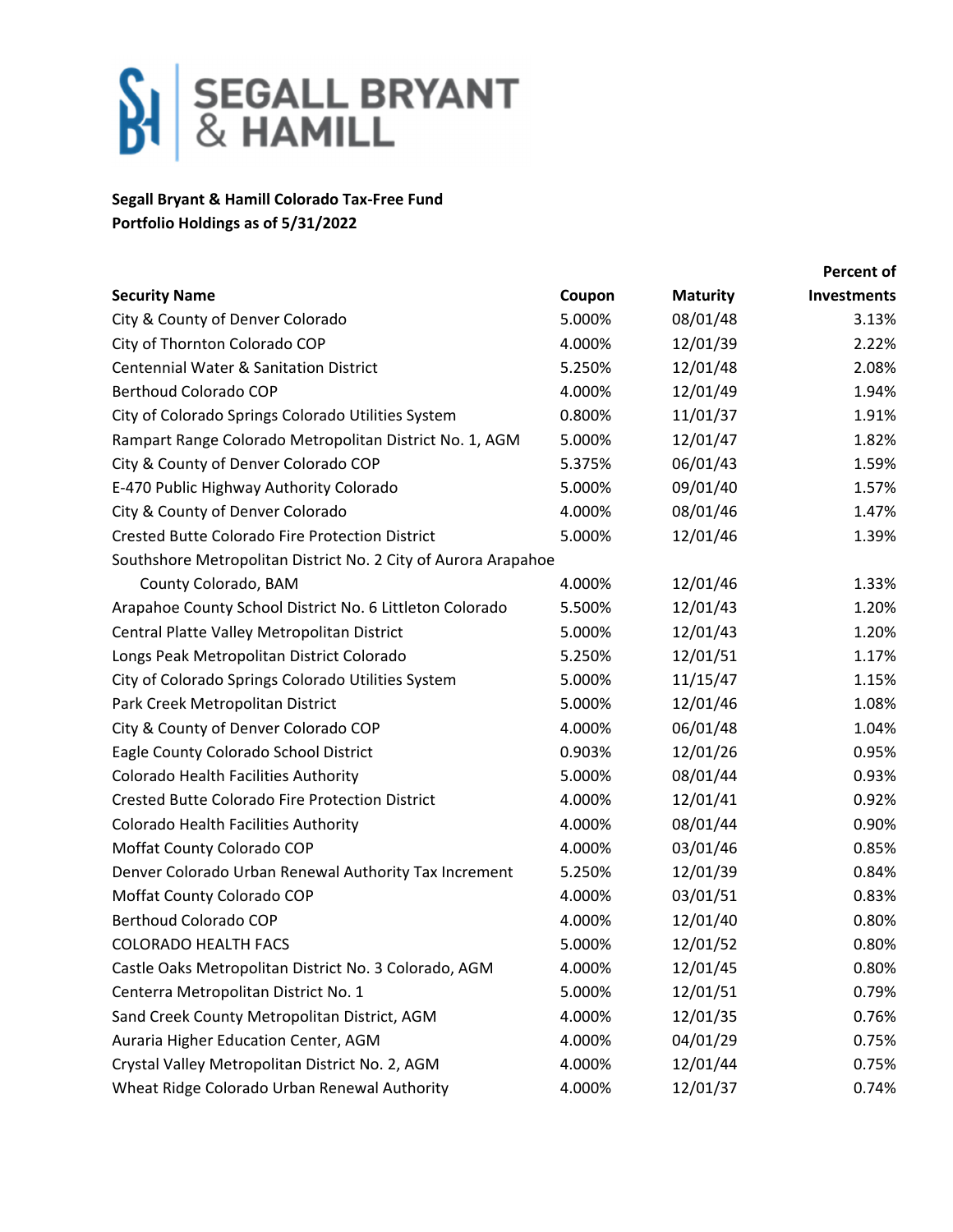SEGALL BRYANT & HAMILL

**Segall Bryant & Hamill Colorado Tax-Free Fund**
**Portfolio Holdings as of 5/31/2022**

| Security Name | Coupon | Maturity | Percent of Investments |
|---|---|---|---|
| City & County of Denver Colorado | 5.000% | 08/01/48 | 3.13% |
| City of Thornton Colorado COP | 4.000% | 12/01/39 | 2.22% |
| Centennial Water & Sanitation District | 5.250% | 12/01/48 | 2.08% |
| Berthoud Colorado COP | 4.000% | 12/01/49 | 1.94% |
| City of Colorado Springs Colorado Utilities System | 0.800% | 11/01/37 | 1.91% |
| Rampart Range Colorado Metropolitan District No. 1, AGM | 5.000% | 12/01/47 | 1.82% |
| City & County of Denver Colorado COP | 5.375% | 06/01/43 | 1.59% |
| E-470 Public Highway Authority Colorado | 5.000% | 09/01/40 | 1.57% |
| City & County of Denver Colorado | 4.000% | 08/01/46 | 1.47% |
| Crested Butte Colorado Fire Protection District | 5.000% | 12/01/46 | 1.39% |
| Southshore Metropolitan District No. 2 City of Aurora Arapahoe County Colorado, BAM | 4.000% | 12/01/46 | 1.33% |
| Arapahoe County School District No. 6 Littleton Colorado | 5.500% | 12/01/43 | 1.20% |
| Central Platte Valley Metropolitan District | 5.000% | 12/01/43 | 1.20% |
| Longs Peak Metropolitan District Colorado | 5.250% | 12/01/51 | 1.17% |
| City of Colorado Springs Colorado Utilities System | 5.000% | 11/15/47 | 1.15% |
| Park Creek Metropolitan District | 5.000% | 12/01/46 | 1.08% |
| City & County of Denver Colorado COP | 4.000% | 06/01/48 | 1.04% |
| Eagle County Colorado School District | 0.903% | 12/01/26 | 0.95% |
| Colorado Health Facilities Authority | 5.000% | 08/01/44 | 0.93% |
| Crested Butte Colorado Fire Protection District | 4.000% | 12/01/41 | 0.92% |
| Colorado Health Facilities Authority | 4.000% | 08/01/44 | 0.90% |
| Moffat County Colorado COP | 4.000% | 03/01/46 | 0.85% |
| Denver Colorado Urban Renewal Authority Tax Increment | 5.250% | 12/01/39 | 0.84% |
| Moffat County Colorado COP | 4.000% | 03/01/51 | 0.83% |
| Berthoud Colorado COP | 4.000% | 12/01/40 | 0.80% |
| COLORADO HEALTH FACS | 5.000% | 12/01/52 | 0.80% |
| Castle Oaks Metropolitan District No. 3 Colorado, AGM | 4.000% | 12/01/45 | 0.80% |
| Centerra Metropolitan District No. 1 | 5.000% | 12/01/51 | 0.79% |
| Sand Creek County Metropolitan District, AGM | 4.000% | 12/01/35 | 0.76% |
| Auraria Higher Education Center, AGM | 4.000% | 04/01/29 | 0.75% |
| Crystal Valley Metropolitan District No. 2, AGM | 4.000% | 12/01/44 | 0.75% |
| Wheat Ridge Colorado Urban Renewal Authority | 4.000% | 12/01/37 | 0.74% |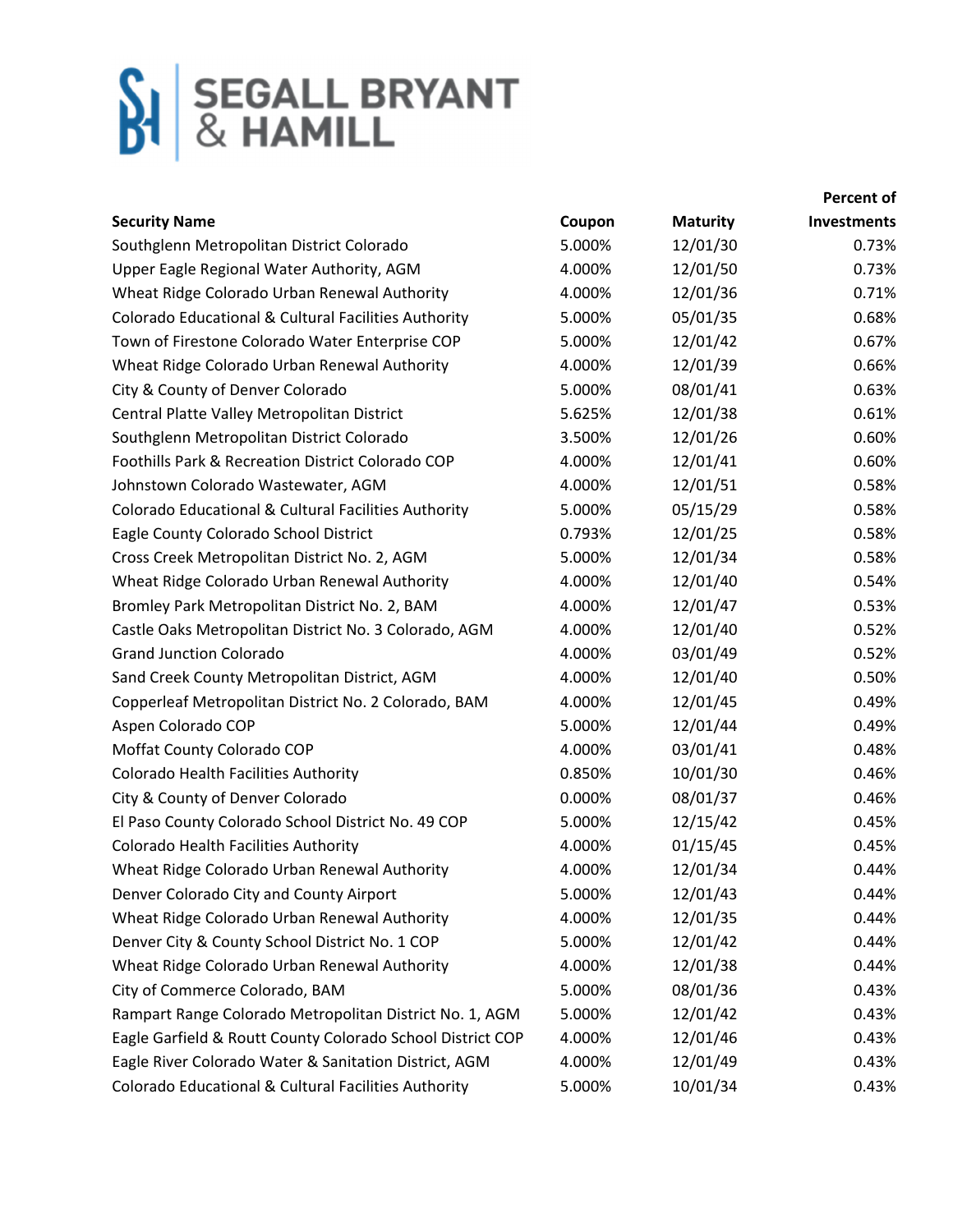# SEGALL BRYANT & HAMILL

| Security Name | Coupon | Maturity | Percent of Investments |
|---|---|---|---|
| Southglenn Metropolitan District Colorado | 5.000% | 12/01/30 | 0.73% |
| Upper Eagle Regional Water Authority, AGM | 4.000% | 12/01/50 | 0.73% |
| Wheat Ridge Colorado Urban Renewal Authority | 4.000% | 12/01/36 | 0.71% |
| Colorado Educational & Cultural Facilities Authority | 5.000% | 05/01/35 | 0.68% |
| Town of Firestone Colorado Water Enterprise COP | 5.000% | 12/01/42 | 0.67% |
| Wheat Ridge Colorado Urban Renewal Authority | 4.000% | 12/01/39 | 0.66% |
| City & County of Denver Colorado | 5.000% | 08/01/41 | 0.63% |
| Central Platte Valley Metropolitan District | 5.625% | 12/01/38 | 0.61% |
| Southglenn Metropolitan District Colorado | 3.500% | 12/01/26 | 0.60% |
| Foothills Park & Recreation District Colorado COP | 4.000% | 12/01/41 | 0.60% |
| Johnstown Colorado Wastewater, AGM | 4.000% | 12/01/51 | 0.58% |
| Colorado Educational & Cultural Facilities Authority | 5.000% | 05/15/29 | 0.58% |
| Eagle County Colorado School District | 0.793% | 12/01/25 | 0.58% |
| Cross Creek Metropolitan District No. 2, AGM | 5.000% | 12/01/34 | 0.58% |
| Wheat Ridge Colorado Urban Renewal Authority | 4.000% | 12/01/40 | 0.54% |
| Bromley Park Metropolitan District No. 2, BAM | 4.000% | 12/01/47 | 0.53% |
| Castle Oaks Metropolitan District No. 3 Colorado, AGM | 4.000% | 12/01/40 | 0.52% |
| Grand Junction Colorado | 4.000% | 03/01/49 | 0.52% |
| Sand Creek County Metropolitan District, AGM | 4.000% | 12/01/40 | 0.50% |
| Copperleaf Metropolitan District No. 2 Colorado, BAM | 4.000% | 12/01/45 | 0.49% |
| Aspen Colorado COP | 5.000% | 12/01/44 | 0.49% |
| Moffat County Colorado COP | 4.000% | 03/01/41 | 0.48% |
| Colorado Health Facilities Authority | 0.850% | 10/01/30 | 0.46% |
| City & County of Denver Colorado | 0.000% | 08/01/37 | 0.46% |
| El Paso County Colorado School District No. 49 COP | 5.000% | 12/15/42 | 0.45% |
| Colorado Health Facilities Authority | 4.000% | 01/15/45 | 0.45% |
| Wheat Ridge Colorado Urban Renewal Authority | 4.000% | 12/01/34 | 0.44% |
| Denver Colorado City and County Airport | 5.000% | 12/01/43 | 0.44% |
| Wheat Ridge Colorado Urban Renewal Authority | 4.000% | 12/01/35 | 0.44% |
| Denver City & County School District No. 1 COP | 5.000% | 12/01/42 | 0.44% |
| Wheat Ridge Colorado Urban Renewal Authority | 4.000% | 12/01/38 | 0.44% |
| City of Commerce Colorado, BAM | 5.000% | 08/01/36 | 0.43% |
| Rampart Range Colorado Metropolitan District No. 1, AGM | 5.000% | 12/01/42 | 0.43% |
| Eagle Garfield & Routt County Colorado School District COP | 4.000% | 12/01/46 | 0.43% |
| Eagle River Colorado Water & Sanitation District, AGM | 4.000% | 12/01/49 | 0.43% |
| Colorado Educational & Cultural Facilities Authority | 5.000% | 10/01/34 | 0.43% |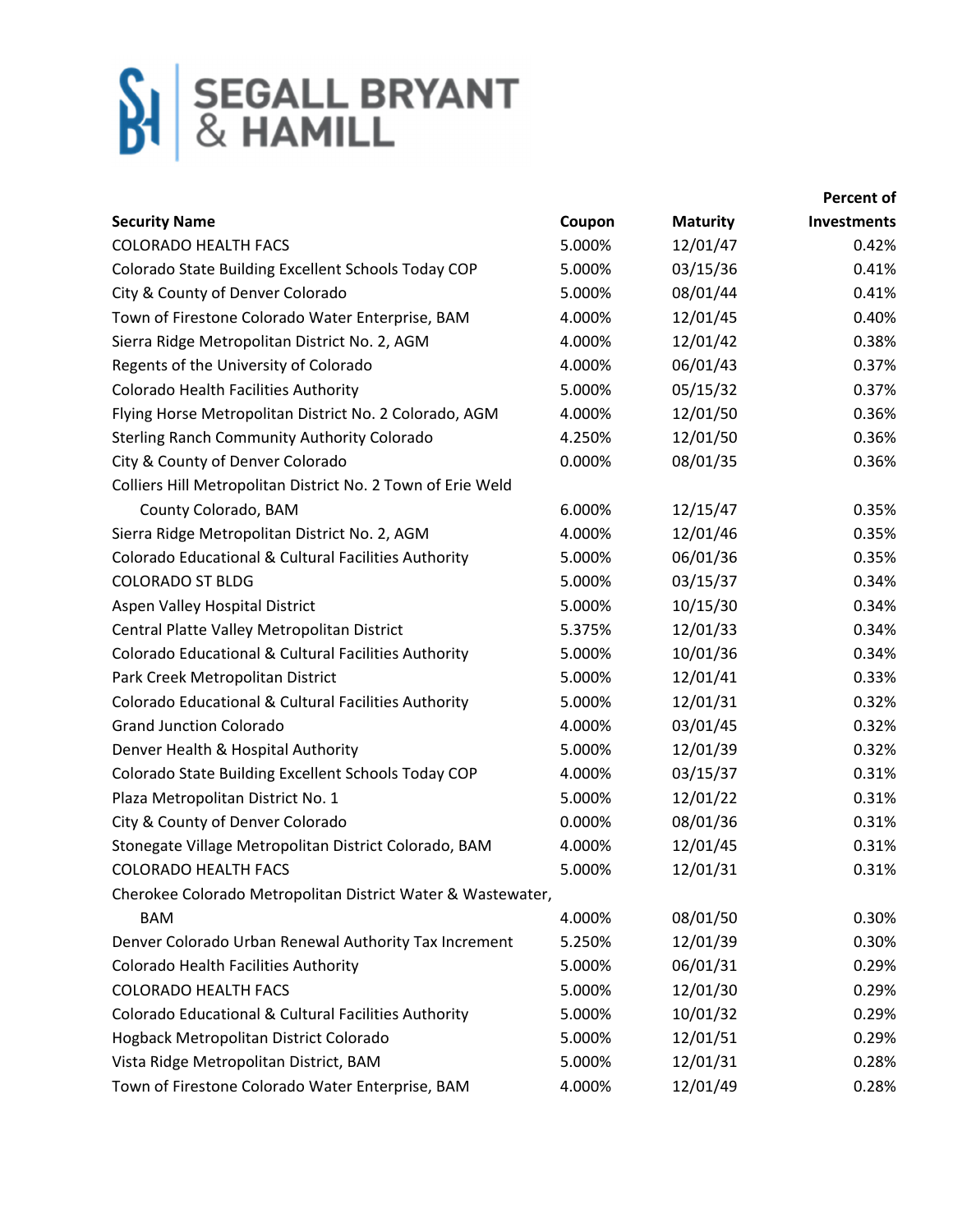# SEGALL BRYANT & HAMILL

| Security Name | Coupon | Maturity | Percent of Investments |
|---|---|---|---|
| COLORADO HEALTH FACS | 5.000% | 12/01/47 | 0.42% |
| Colorado State Building Excellent Schools Today COP | 5.000% | 03/15/36 | 0.41% |
| City & County of Denver Colorado | 5.000% | 08/01/44 | 0.41% |
| Town of Firestone Colorado Water Enterprise, BAM | 4.000% | 12/01/45 | 0.40% |
| Sierra Ridge Metropolitan District No. 2, AGM | 4.000% | 12/01/42 | 0.38% |
| Regents of the University of Colorado | 4.000% | 06/01/43 | 0.37% |
| Colorado Health Facilities Authority | 5.000% | 05/15/32 | 0.37% |
| Flying Horse Metropolitan District No. 2 Colorado, AGM | 4.000% | 12/01/50 | 0.36% |
| Sterling Ranch Community Authority Colorado | 4.250% | 12/01/50 | 0.36% |
| City & County of Denver Colorado | 0.000% | 08/01/35 | 0.36% |
| Colliers Hill Metropolitan District No. 2 Town of Erie Weld County Colorado, BAM | 6.000% | 12/15/47 | 0.35% |
| Sierra Ridge Metropolitan District No. 2, AGM | 4.000% | 12/01/46 | 0.35% |
| Colorado Educational & Cultural Facilities Authority | 5.000% | 06/01/36 | 0.35% |
| COLORADO ST BLDG | 5.000% | 03/15/37 | 0.34% |
| Aspen Valley Hospital District | 5.000% | 10/15/30 | 0.34% |
| Central Platte Valley Metropolitan District | 5.375% | 12/01/33 | 0.34% |
| Colorado Educational & Cultural Facilities Authority | 5.000% | 10/01/36 | 0.34% |
| Park Creek Metropolitan District | 5.000% | 12/01/41 | 0.33% |
| Colorado Educational & Cultural Facilities Authority | 5.000% | 12/01/31 | 0.32% |
| Grand Junction Colorado | 4.000% | 03/01/45 | 0.32% |
| Denver Health & Hospital Authority | 5.000% | 12/01/39 | 0.32% |
| Colorado State Building Excellent Schools Today COP | 4.000% | 03/15/37 | 0.31% |
| Plaza Metropolitan District No. 1 | 5.000% | 12/01/22 | 0.31% |
| City & County of Denver Colorado | 0.000% | 08/01/36 | 0.31% |
| Stonegate Village Metropolitan District Colorado, BAM | 4.000% | 12/01/45 | 0.31% |
| COLORADO HEALTH FACS | 5.000% | 12/01/31 | 0.31% |
| Cherokee Colorado Metropolitan District Water & Wastewater, BAM | 4.000% | 08/01/50 | 0.30% |
| Denver Colorado Urban Renewal Authority Tax Increment | 5.250% | 12/01/39 | 0.30% |
| Colorado Health Facilities Authority | 5.000% | 06/01/31 | 0.29% |
| COLORADO HEALTH FACS | 5.000% | 12/01/30 | 0.29% |
| Colorado Educational & Cultural Facilities Authority | 5.000% | 10/01/32 | 0.29% |
| Hogback Metropolitan District Colorado | 5.000% | 12/01/51 | 0.29% |
| Vista Ridge Metropolitan District, BAM | 5.000% | 12/01/31 | 0.28% |
| Town of Firestone Colorado Water Enterprise, BAM | 4.000% | 12/01/49 | 0.28% |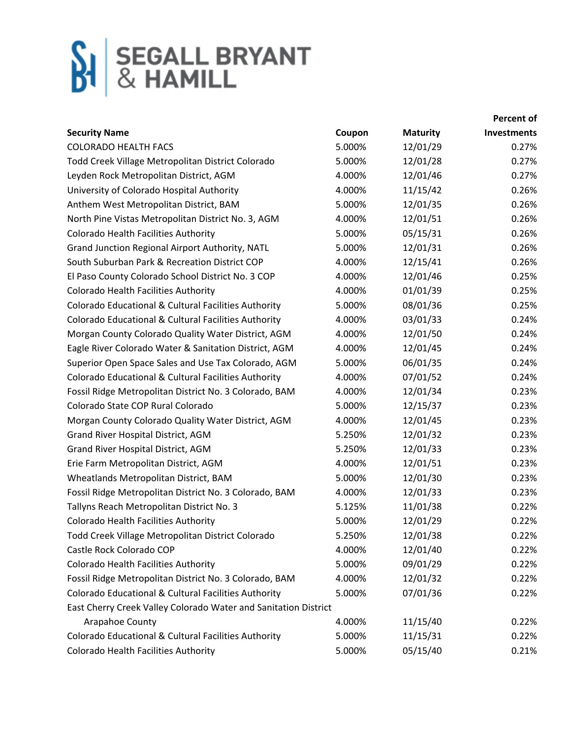SEGALL BRYANT & HAMILL

| Security Name | Coupon | Maturity | Percent of Investments |
|---|---|---|---|
| COLORADO HEALTH FACS | 5.000% | 12/01/29 | 0.27% |
| Todd Creek Village Metropolitan District Colorado | 5.000% | 12/01/28 | 0.27% |
| Leyden Rock Metropolitan District, AGM | 4.000% | 12/01/46 | 0.27% |
| University of Colorado Hospital Authority | 4.000% | 11/15/42 | 0.26% |
| Anthem West Metropolitan District, BAM | 5.000% | 12/01/35 | 0.26% |
| North Pine Vistas Metropolitan District No. 3, AGM | 4.000% | 12/01/51 | 0.26% |
| Colorado Health Facilities Authority | 5.000% | 05/15/31 | 0.26% |
| Grand Junction Regional Airport Authority, NATL | 5.000% | 12/01/31 | 0.26% |
| South Suburban Park & Recreation District COP | 4.000% | 12/15/41 | 0.26% |
| El Paso County Colorado School District No. 3 COP | 4.000% | 12/01/46 | 0.25% |
| Colorado Health Facilities Authority | 4.000% | 01/01/39 | 0.25% |
| Colorado Educational & Cultural Facilities Authority | 5.000% | 08/01/36 | 0.25% |
| Colorado Educational & Cultural Facilities Authority | 4.000% | 03/01/33 | 0.24% |
| Morgan County Colorado Quality Water District, AGM | 4.000% | 12/01/50 | 0.24% |
| Eagle River Colorado Water & Sanitation District, AGM | 4.000% | 12/01/45 | 0.24% |
| Superior Open Space Sales and Use Tax Colorado, AGM | 5.000% | 06/01/35 | 0.24% |
| Colorado Educational & Cultural Facilities Authority | 4.000% | 07/01/52 | 0.24% |
| Fossil Ridge Metropolitan District No. 3 Colorado, BAM | 4.000% | 12/01/34 | 0.23% |
| Colorado State COP Rural Colorado | 5.000% | 12/15/37 | 0.23% |
| Morgan County Colorado Quality Water District, AGM | 4.000% | 12/01/45 | 0.23% |
| Grand River Hospital District, AGM | 5.250% | 12/01/32 | 0.23% |
| Grand River Hospital District, AGM | 5.250% | 12/01/33 | 0.23% |
| Erie Farm Metropolitan District, AGM | 4.000% | 12/01/51 | 0.23% |
| Wheatlands Metropolitan District, BAM | 5.000% | 12/01/30 | 0.23% |
| Fossil Ridge Metropolitan District No. 3 Colorado, BAM | 4.000% | 12/01/33 | 0.23% |
| Tallyns Reach Metropolitan District No. 3 | 5.125% | 11/01/38 | 0.22% |
| Colorado Health Facilities Authority | 5.000% | 12/01/29 | 0.22% |
| Todd Creek Village Metropolitan District Colorado | 5.250% | 12/01/38 | 0.22% |
| Castle Rock Colorado COP | 4.000% | 12/01/40 | 0.22% |
| Colorado Health Facilities Authority | 5.000% | 09/01/29 | 0.22% |
| Fossil Ridge Metropolitan District No. 3 Colorado, BAM | 4.000% | 12/01/32 | 0.22% |
| Colorado Educational & Cultural Facilities Authority | 5.000% | 07/01/36 | 0.22% |
| East Cherry Creek Valley Colorado Water and Sanitation District Arapahoe County | 4.000% | 11/15/40 | 0.22% |
| Colorado Educational & Cultural Facilities Authority | 5.000% | 11/15/31 | 0.22% |
| Colorado Health Facilities Authority | 5.000% | 05/15/40 | 0.21% |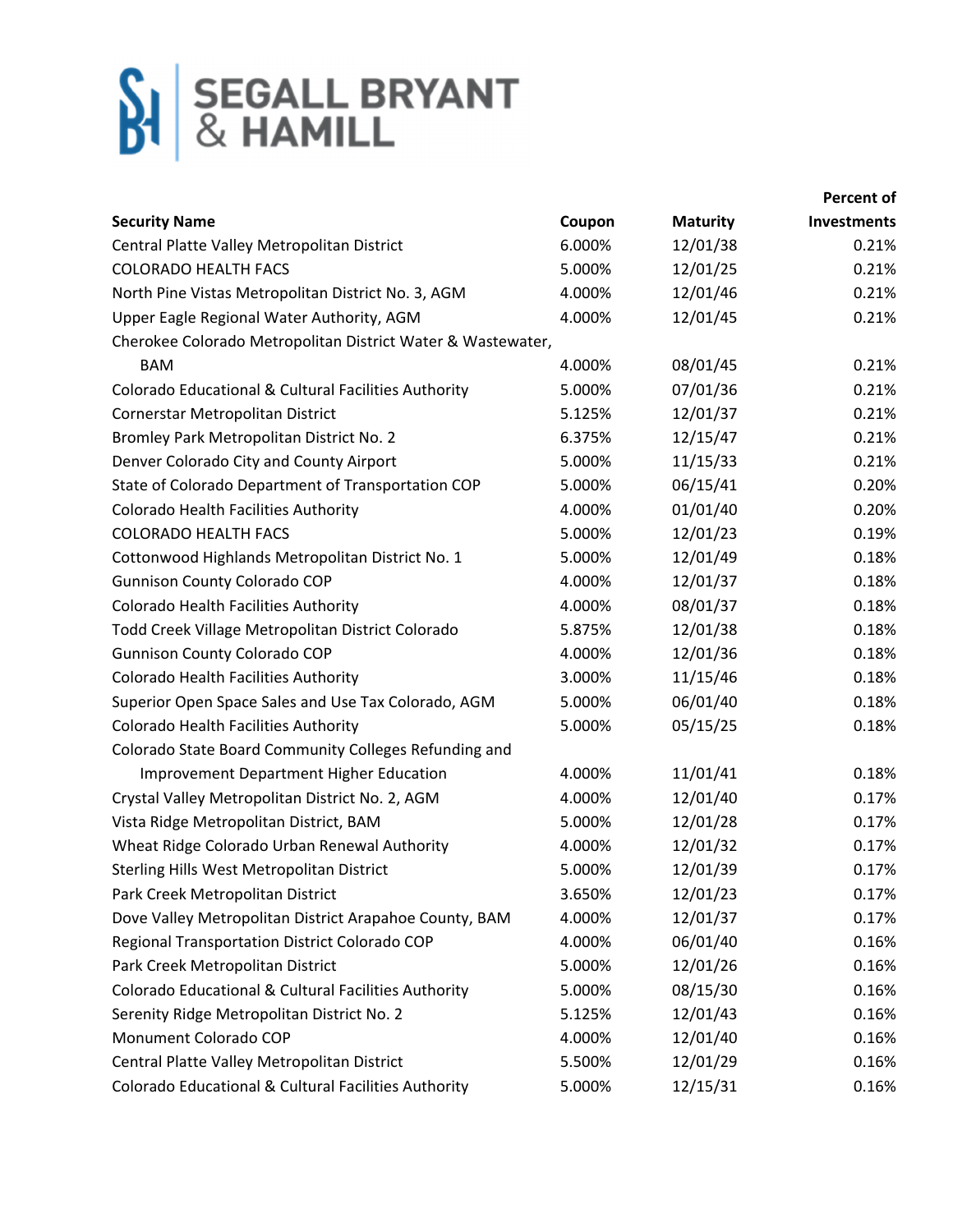SEGALL BRYANT & HAMILL

| Security Name | Coupon | Maturity | Percent of Investments |
| --- | --- | --- | --- |
| Central Platte Valley Metropolitan District | 6.000% | 12/01/38 | 0.21% |
| COLORADO HEALTH FACS | 5.000% | 12/01/25 | 0.21% |
| North Pine Vistas Metropolitan District No. 3, AGM | 4.000% | 12/01/46 | 0.21% |
| Upper Eagle Regional Water Authority, AGM | 4.000% | 12/01/45 | 0.21% |
| Cherokee Colorado Metropolitan District Water & Wastewater, BAM | 4.000% | 08/01/45 | 0.21% |
| Colorado Educational & Cultural Facilities Authority | 5.000% | 07/01/36 | 0.21% |
| Cornerstar Metropolitan District | 5.125% | 12/01/37 | 0.21% |
| Bromley Park Metropolitan District No. 2 | 6.375% | 12/15/47 | 0.21% |
| Denver Colorado City and County Airport | 5.000% | 11/15/33 | 0.21% |
| State of Colorado Department of Transportation COP | 5.000% | 06/15/41 | 0.20% |
| Colorado Health Facilities Authority | 4.000% | 01/01/40 | 0.20% |
| COLORADO HEALTH FACS | 5.000% | 12/01/23 | 0.19% |
| Cottonwood Highlands Metropolitan District No. 1 | 5.000% | 12/01/49 | 0.18% |
| Gunnison County Colorado COP | 4.000% | 12/01/37 | 0.18% |
| Colorado Health Facilities Authority | 4.000% | 08/01/37 | 0.18% |
| Todd Creek Village Metropolitan District Colorado | 5.875% | 12/01/38 | 0.18% |
| Gunnison County Colorado COP | 4.000% | 12/01/36 | 0.18% |
| Colorado Health Facilities Authority | 3.000% | 11/15/46 | 0.18% |
| Superior Open Space Sales and Use Tax Colorado, AGM | 5.000% | 06/01/40 | 0.18% |
| Colorado Health Facilities Authority | 5.000% | 05/15/25 | 0.18% |
| Colorado State Board Community Colleges Refunding and Improvement Department Higher Education | 4.000% | 11/01/41 | 0.18% |
| Crystal Valley Metropolitan District No. 2, AGM | 4.000% | 12/01/40 | 0.17% |
| Vista Ridge Metropolitan District, BAM | 5.000% | 12/01/28 | 0.17% |
| Wheat Ridge Colorado Urban Renewal Authority | 4.000% | 12/01/32 | 0.17% |
| Sterling Hills West Metropolitan District | 5.000% | 12/01/39 | 0.17% |
| Park Creek Metropolitan District | 3.650% | 12/01/23 | 0.17% |
| Dove Valley Metropolitan District Arapahoe County, BAM | 4.000% | 12/01/37 | 0.17% |
| Regional Transportation District Colorado COP | 4.000% | 06/01/40 | 0.16% |
| Park Creek Metropolitan District | 5.000% | 12/01/26 | 0.16% |
| Colorado Educational & Cultural Facilities Authority | 5.000% | 08/15/30 | 0.16% |
| Serenity Ridge Metropolitan District No. 2 | 5.125% | 12/01/43 | 0.16% |
| Monument Colorado COP | 4.000% | 12/01/40 | 0.16% |
| Central Platte Valley Metropolitan District | 5.500% | 12/01/29 | 0.16% |
| Colorado Educational & Cultural Facilities Authority | 5.000% | 12/15/31 | 0.16% |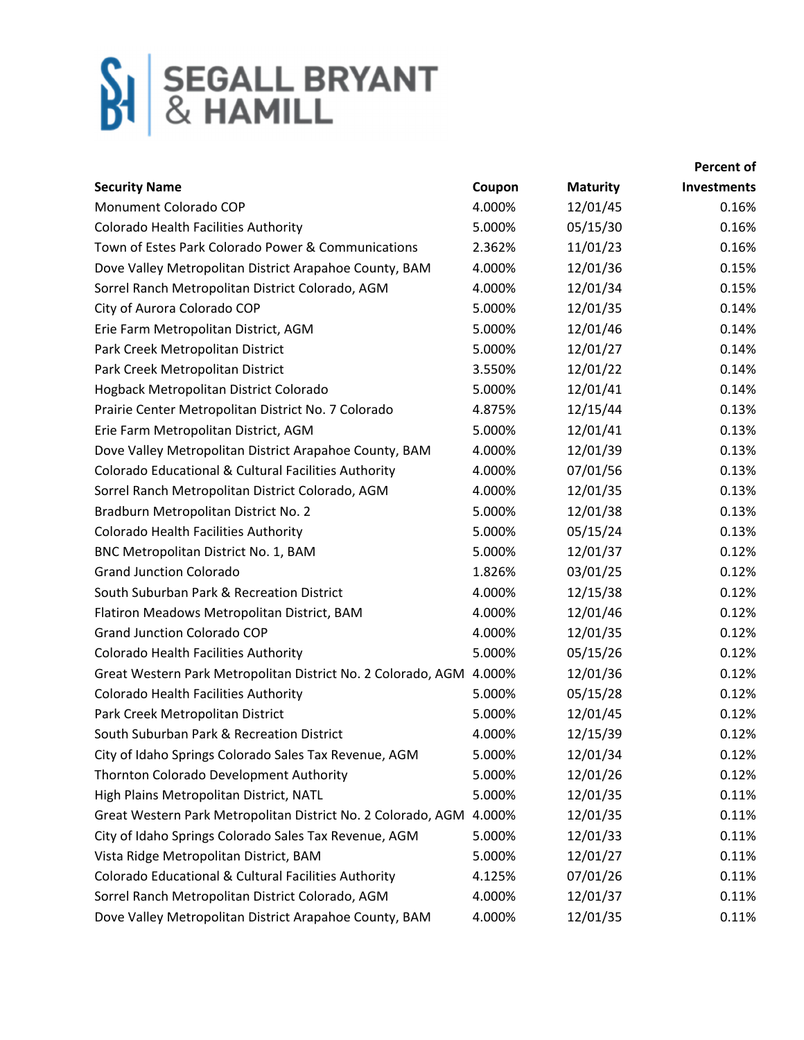# SEGALL BRYANT & HAMILL

| Security Name | Coupon | Maturity | Percent of Investments |
|---|---|---|---|
| Monument Colorado COP | 4.000% | 12/01/45 | 0.16% |
| Colorado Health Facilities Authority | 5.000% | 05/15/30 | 0.16% |
| Town of Estes Park Colorado Power & Communications | 2.362% | 11/01/23 | 0.16% |
| Dove Valley Metropolitan District Arapahoe County, BAM | 4.000% | 12/01/36 | 0.15% |
| Sorrel Ranch Metropolitan District Colorado, AGM | 4.000% | 12/01/34 | 0.15% |
| City of Aurora Colorado COP | 5.000% | 12/01/35 | 0.14% |
| Erie Farm Metropolitan District, AGM | 5.000% | 12/01/46 | 0.14% |
| Park Creek Metropolitan District | 5.000% | 12/01/27 | 0.14% |
| Park Creek Metropolitan District | 3.550% | 12/01/22 | 0.14% |
| Hogback Metropolitan District Colorado | 5.000% | 12/01/41 | 0.14% |
| Prairie Center Metropolitan District No. 7 Colorado | 4.875% | 12/15/44 | 0.13% |
| Erie Farm Metropolitan District, AGM | 5.000% | 12/01/41 | 0.13% |
| Dove Valley Metropolitan District Arapahoe County, BAM | 4.000% | 12/01/39 | 0.13% |
| Colorado Educational & Cultural Facilities Authority | 4.000% | 07/01/56 | 0.13% |
| Sorrel Ranch Metropolitan District Colorado, AGM | 4.000% | 12/01/35 | 0.13% |
| Bradburn Metropolitan District No. 2 | 5.000% | 12/01/38 | 0.13% |
| Colorado Health Facilities Authority | 5.000% | 05/15/24 | 0.13% |
| BNC Metropolitan District No. 1, BAM | 5.000% | 12/01/37 | 0.12% |
| Grand Junction Colorado | 1.826% | 03/01/25 | 0.12% |
| South Suburban Park & Recreation District | 4.000% | 12/15/38 | 0.12% |
| Flatiron Meadows Metropolitan District, BAM | 4.000% | 12/01/46 | 0.12% |
| Grand Junction Colorado COP | 4.000% | 12/01/35 | 0.12% |
| Colorado Health Facilities Authority | 5.000% | 05/15/26 | 0.12% |
| Great Western Park Metropolitan District No. 2 Colorado, AGM | 4.000% | 12/01/36 | 0.12% |
| Colorado Health Facilities Authority | 5.000% | 05/15/28 | 0.12% |
| Park Creek Metropolitan District | 5.000% | 12/01/45 | 0.12% |
| South Suburban Park & Recreation District | 4.000% | 12/15/39 | 0.12% |
| City of Idaho Springs Colorado Sales Tax Revenue, AGM | 5.000% | 12/01/34 | 0.12% |
| Thornton Colorado Development Authority | 5.000% | 12/01/26 | 0.12% |
| High Plains Metropolitan District, NATL | 5.000% | 12/01/35 | 0.11% |
| Great Western Park Metropolitan District No. 2 Colorado, AGM | 4.000% | 12/01/35 | 0.11% |
| City of Idaho Springs Colorado Sales Tax Revenue, AGM | 5.000% | 12/01/33 | 0.11% |
| Vista Ridge Metropolitan District, BAM | 5.000% | 12/01/27 | 0.11% |
| Colorado Educational & Cultural Facilities Authority | 4.125% | 07/01/26 | 0.11% |
| Sorrel Ranch Metropolitan District Colorado, AGM | 4.000% | 12/01/37 | 0.11% |
| Dove Valley Metropolitan District Arapahoe County, BAM | 4.000% | 12/01/35 | 0.11% |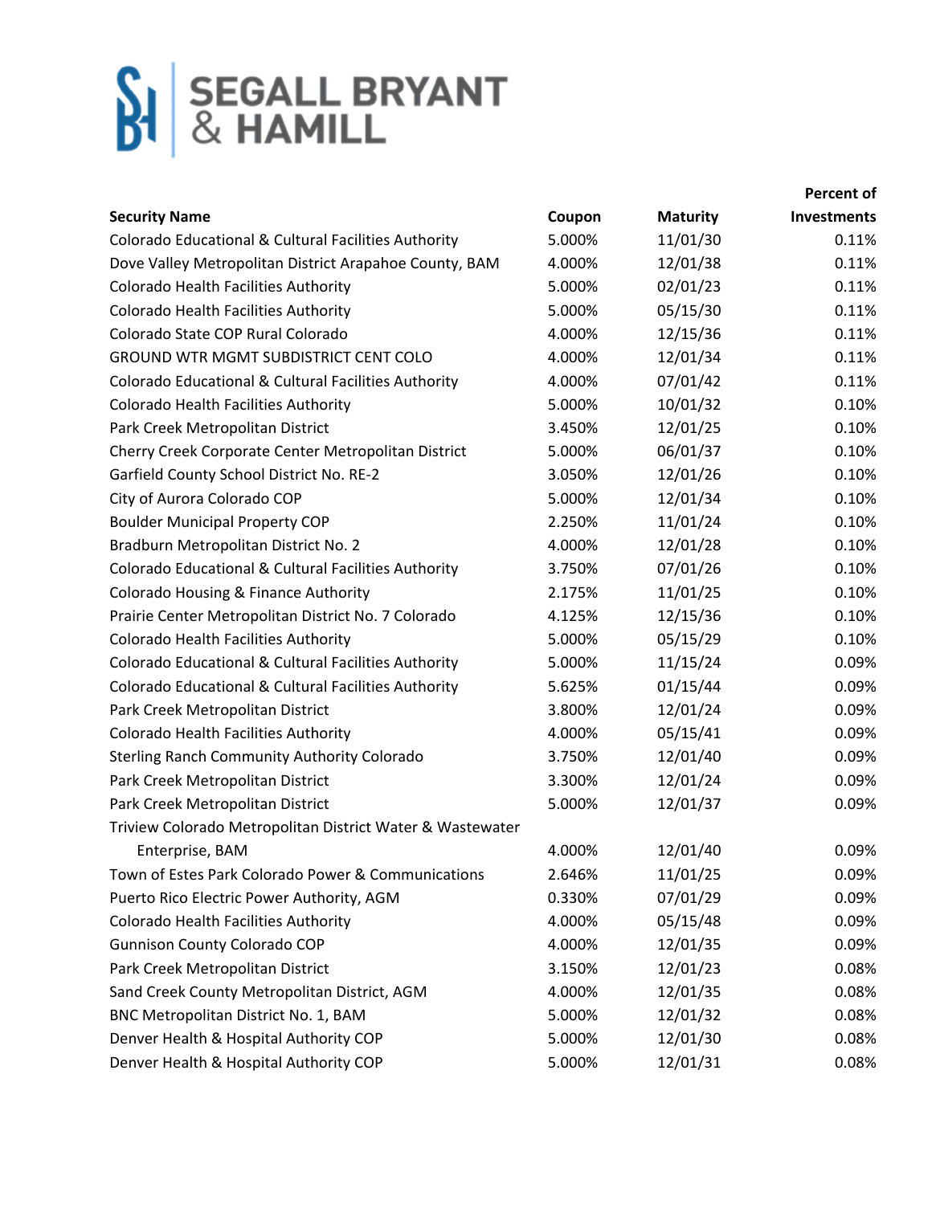# SEGALL BRYANT & HAMILL

| Security Name | Coupon | Maturity | Percent of Investments |
|---|---|---|---|
| Colorado Educational & Cultural Facilities Authority | 5.000% | 11/01/30 | 0.11% |
| Dove Valley Metropolitan District Arapahoe County, BAM | 4.000% | 12/01/38 | 0.11% |
| Colorado Health Facilities Authority | 5.000% | 02/01/23 | 0.11% |
| Colorado Health Facilities Authority | 5.000% | 05/15/30 | 0.11% |
| Colorado State COP Rural Colorado | 4.000% | 12/15/36 | 0.11% |
| GROUND WTR MGMT SUBDISTRICT CENT COLO | 4.000% | 12/01/34 | 0.11% |
| Colorado Educational & Cultural Facilities Authority | 4.000% | 07/01/42 | 0.11% |
| Colorado Health Facilities Authority | 5.000% | 10/01/32 | 0.10% |
| Park Creek Metropolitan District | 3.450% | 12/01/25 | 0.10% |
| Cherry Creek Corporate Center Metropolitan District | 5.000% | 06/01/37 | 0.10% |
| Garfield County School District No. RE-2 | 3.050% | 12/01/26 | 0.10% |
| City of Aurora Colorado COP | 5.000% | 12/01/34 | 0.10% |
| Boulder Municipal Property COP | 2.250% | 11/01/24 | 0.10% |
| Bradburn Metropolitan District No. 2 | 4.000% | 12/01/28 | 0.10% |
| Colorado Educational & Cultural Facilities Authority | 3.750% | 07/01/26 | 0.10% |
| Colorado Housing & Finance Authority | 2.175% | 11/01/25 | 0.10% |
| Prairie Center Metropolitan District No. 7 Colorado | 4.125% | 12/15/36 | 0.10% |
| Colorado Health Facilities Authority | 5.000% | 05/15/29 | 0.10% |
| Colorado Educational & Cultural Facilities Authority | 5.000% | 11/15/24 | 0.09% |
| Colorado Educational & Cultural Facilities Authority | 5.625% | 01/15/44 | 0.09% |
| Park Creek Metropolitan District | 3.800% | 12/01/24 | 0.09% |
| Colorado Health Facilities Authority | 4.000% | 05/15/41 | 0.09% |
| Sterling Ranch Community Authority Colorado | 3.750% | 12/01/40 | 0.09% |
| Park Creek Metropolitan District | 3.300% | 12/01/24 | 0.09% |
| Park Creek Metropolitan District | 5.000% | 12/01/37 | 0.09% |
| Triview Colorado Metropolitan District Water & Wastewater Enterprise, BAM | 4.000% | 12/01/40 | 0.09% |
| Town of Estes Park Colorado Power & Communications | 2.646% | 11/01/25 | 0.09% |
| Puerto Rico Electric Power Authority, AGM | 0.330% | 07/01/29 | 0.09% |
| Colorado Health Facilities Authority | 4.000% | 05/15/48 | 0.09% |
| Gunnison County Colorado COP | 4.000% | 12/01/35 | 0.09% |
| Park Creek Metropolitan District | 3.150% | 12/01/23 | 0.08% |
| Sand Creek County Metropolitan District, AGM | 4.000% | 12/01/35 | 0.08% |
| BNC Metropolitan District No. 1, BAM | 5.000% | 12/01/32 | 0.08% |
| Denver Health & Hospital Authority COP | 5.000% | 12/01/30 | 0.08% |
| Denver Health & Hospital Authority COP | 5.000% | 12/01/31 | 0.08% |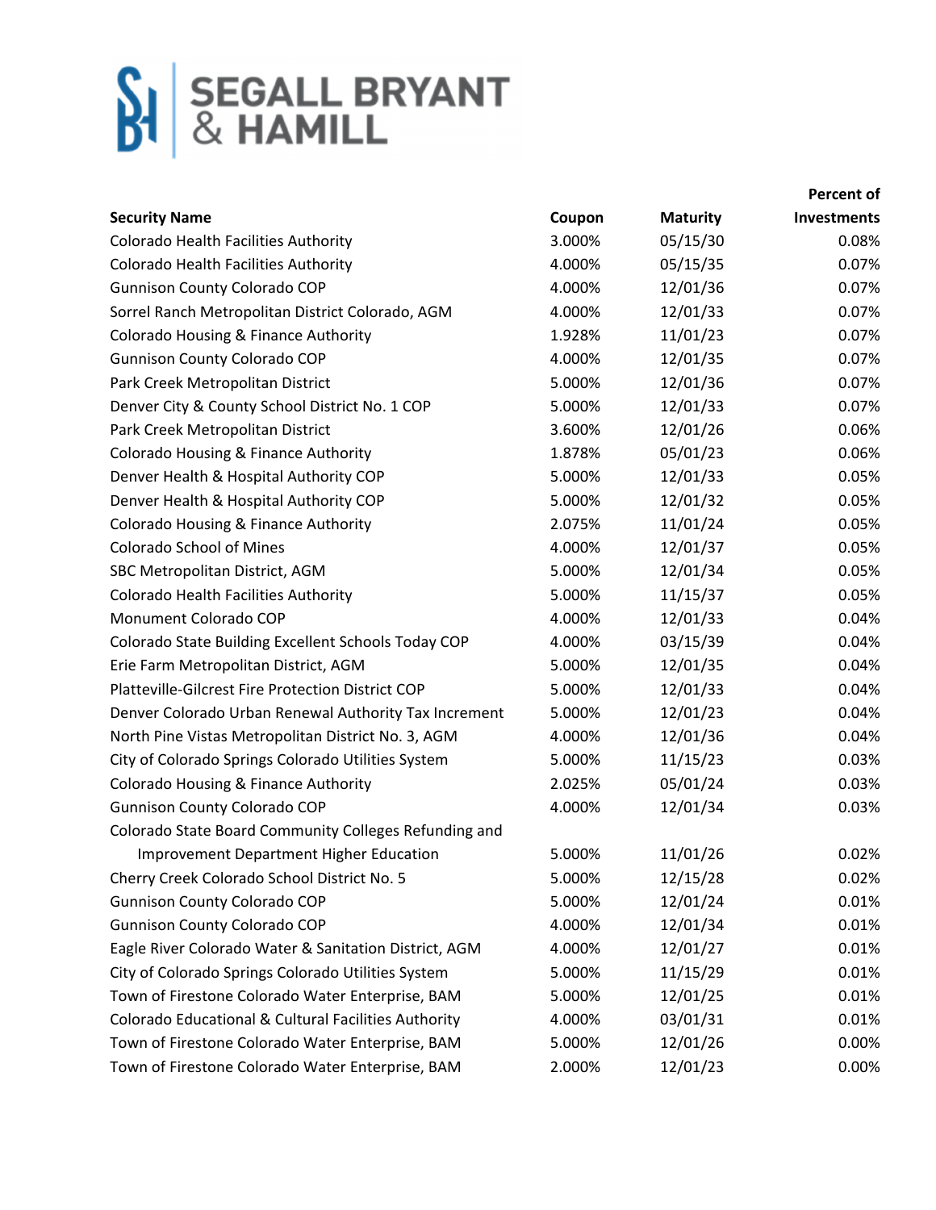SEGALL BRYANT & HAMILL

| Security Name | Coupon | Maturity | Percent of Investments |
|---|---|---|---|
| Colorado Health Facilities Authority | 3.000% | 05/15/30 | 0.08% |
| Colorado Health Facilities Authority | 4.000% | 05/15/35 | 0.07% |
| Gunnison County Colorado COP | 4.000% | 12/01/36 | 0.07% |
| Sorrel Ranch Metropolitan District Colorado, AGM | 4.000% | 12/01/33 | 0.07% |
| Colorado Housing & Finance Authority | 1.928% | 11/01/23 | 0.07% |
| Gunnison County Colorado COP | 4.000% | 12/01/35 | 0.07% |
| Park Creek Metropolitan District | 5.000% | 12/01/36 | 0.07% |
| Denver City & County School District No. 1 COP | 5.000% | 12/01/33 | 0.07% |
| Park Creek Metropolitan District | 3.600% | 12/01/26 | 0.06% |
| Colorado Housing & Finance Authority | 1.878% | 05/01/23 | 0.06% |
| Denver Health & Hospital Authority COP | 5.000% | 12/01/33 | 0.05% |
| Denver Health & Hospital Authority COP | 5.000% | 12/01/32 | 0.05% |
| Colorado Housing & Finance Authority | 2.075% | 11/01/24 | 0.05% |
| Colorado School of Mines | 4.000% | 12/01/37 | 0.05% |
| SBC Metropolitan District, AGM | 5.000% | 12/01/34 | 0.05% |
| Colorado Health Facilities Authority | 5.000% | 11/15/37 | 0.05% |
| Monument Colorado COP | 4.000% | 12/01/33 | 0.04% |
| Colorado State Building Excellent Schools Today COP | 4.000% | 03/15/39 | 0.04% |
| Erie Farm Metropolitan District, AGM | 5.000% | 12/01/35 | 0.04% |
| Platteville-Gilcrest Fire Protection District COP | 5.000% | 12/01/33 | 0.04% |
| Denver Colorado Urban Renewal Authority Tax Increment | 5.000% | 12/01/23 | 0.04% |
| North Pine Vistas Metropolitan District No. 3, AGM | 4.000% | 12/01/36 | 0.04% |
| City of Colorado Springs Colorado Utilities System | 5.000% | 11/15/23 | 0.03% |
| Colorado Housing & Finance Authority | 2.025% | 05/01/24 | 0.03% |
| Gunnison County Colorado COP | 4.000% | 12/01/34 | 0.03% |
| Colorado State Board Community Colleges Refunding and Improvement Department Higher Education | 5.000% | 11/01/26 | 0.02% |
| Cherry Creek Colorado School District No. 5 | 5.000% | 12/15/28 | 0.02% |
| Gunnison County Colorado COP | 5.000% | 12/01/24 | 0.01% |
| Gunnison County Colorado COP | 4.000% | 12/01/34 | 0.01% |
| Eagle River Colorado Water & Sanitation District, AGM | 4.000% | 12/01/27 | 0.01% |
| City of Colorado Springs Colorado Utilities System | 5.000% | 11/15/29 | 0.01% |
| Town of Firestone Colorado Water Enterprise, BAM | 5.000% | 12/01/25 | 0.01% |
| Colorado Educational & Cultural Facilities Authority | 4.000% | 03/01/31 | 0.01% |
| Town of Firestone Colorado Water Enterprise, BAM | 5.000% | 12/01/26 | 0.00% |
| Town of Firestone Colorado Water Enterprise, BAM | 2.000% | 12/01/23 | 0.00% |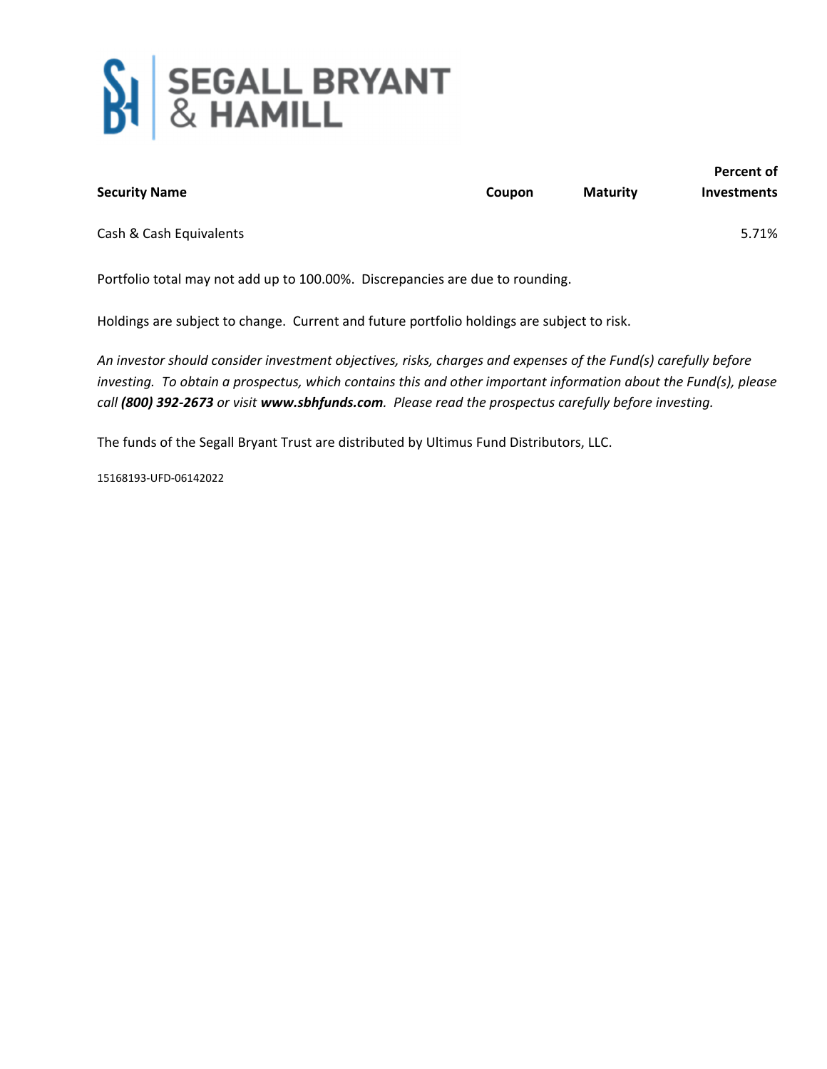SEGALL BRYANT & HAMILL

| Security Name | Coupon | Maturity | Percent of Investments |
| --- | --- | --- | --- |
| Cash & Cash Equivalents | | | 5.71% |

Portfolio total may not add up to 100.00%. Discrepancies are due to rounding.

Holdings are subject to change. Current and future portfolio holdings are subject to risk.

*An investor should consider investment objectives, risks, charges and expenses of the Fund(s) carefully before investing. To obtain a prospectus, which contains this and other important information about the Fund(s), please call **(800) 392-2673** or visit **www.sbhfunds.com**. Please read the prospectus carefully before investing.*

The funds of the Segall Bryant Trust are distributed by Ultimus Fund Distributors, LLC.

15168193-UFD-06142022